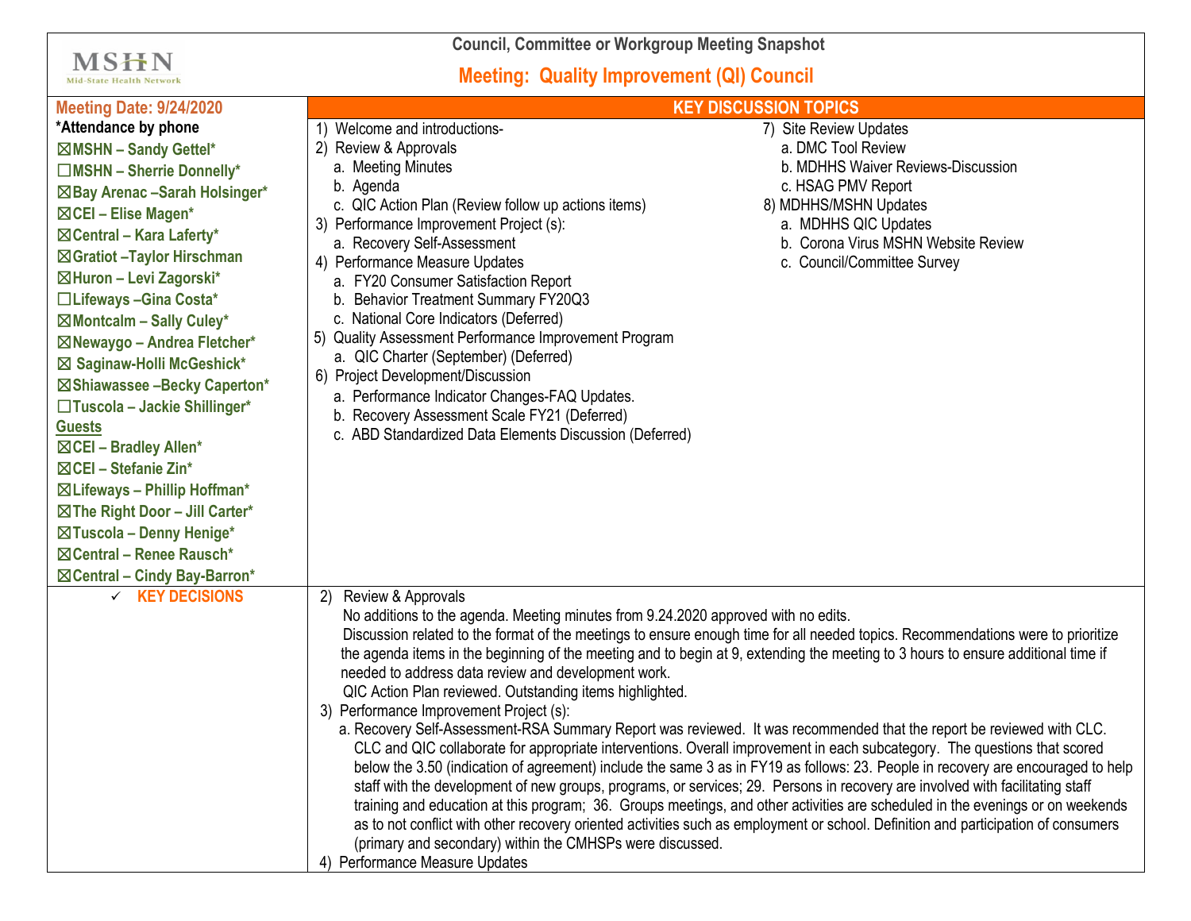MSHN Mid-State Health Network

# Council, Committee or Workgroup Meeting Snapshot

## Meeting: Quality Improvement (QI) Council

**Meeting Date: 9/24/2020**

**\*Attendance by phone**

- ☒MSHN – Sandy Gettel*
- ☐MSHN – Sherrie Donnelly*
- ☒Bay Arenac –Sarah Holsinger*
- ☒CEI – Elise Magen*
- ☒Central – Kara Laferty*
- ☒Gratiot –Taylor Hirschman
- ☒Huron – Levi Zagorski*
- ☐Lifeways –Gina Costa*
- ☒Montcalm – Sally Culey*
- ☒Newaygo – Andrea Fletcher*
- ☒ Saginaw-Holli McGeshick*
- ☒Shiawassee –Becky Caperton*
- ☐Tuscola – Jackie Shillinger*

**Guests**

- ☒CEI – Bradley Allen*
- ☒CEI – Stefanie Zin*
- ☒Lifeways – Phillip Hoffman*
- ☒The Right Door – Jill Carter*
- ☒Tuscola – Denny Henige*
- ☒Central – Renee Rausch*
- ☒Central – Cindy Bay-Barron*

### KEY DISCUSSION TOPICS

1) Welcome and introductions-
2) Review & Approvals
   a. Meeting Minutes
   b. Agenda
   c. QIC Action Plan (Review follow up actions items)
3) Performance Improvement Project (s):
   a. Recovery Self-Assessment
4) Performance Measure Updates
   a. FY20 Consumer Satisfaction Report
   b. Behavior Treatment Summary FY20Q3
   c. National Core Indicators (Deferred)
5) Quality Assessment Performance Improvement Program
   a. QIC Charter (September) (Deferred)
6) Project Development/Discussion
   a. Performance Indicator Changes-FAQ Updates.
   b. Recovery Assessment Scale FY21 (Deferred)
   c. ABD Standardized Data Elements Discussion (Deferred)
7) Site Review Updates
   a. DMC Tool Review
   b. MDHHS Waiver Reviews-Discussion
   c. HSAG PMV Report
8) MDHHS/MSHN Updates
   a. MDHHS QIC Updates
   b. Corona Virus MSHN Website Review
   c. Council/Committee Survey

### ✓ KEY DECISIONS

2) Review & Approvals

No additions to the agenda. Meeting minutes from 9.24.2020 approved with no edits.

Discussion related to the format of the meetings to ensure enough time for all needed topics. Recommendations were to prioritize the agenda items in the beginning of the meeting and to begin at 9, extending the meeting to 3 hours to ensure additional time if needed to address data review and development work.

QIC Action Plan reviewed. Outstanding items highlighted.

3) Performance Improvement Project (s):

a. Recovery Self-Assessment-RSA Summary Report was reviewed. It was recommended that the report be reviewed with CLC. CLC and QIC collaborate for appropriate interventions. Overall improvement in each subcategory. The questions that scored below the 3.50 (indication of agreement) include the same 3 as in FY19 as follows: 23. People in recovery are encouraged to help staff with the development of new groups, programs, or services; 29. Persons in recovery are involved with facilitating staff training and education at this program; 36. Groups meetings, and other activities are scheduled in the evenings or on weekends as to not conflict with other recovery oriented activities such as employment or school. Definition and participation of consumers (primary and secondary) within the CMHSPs were discussed.

4) Performance Measure Updates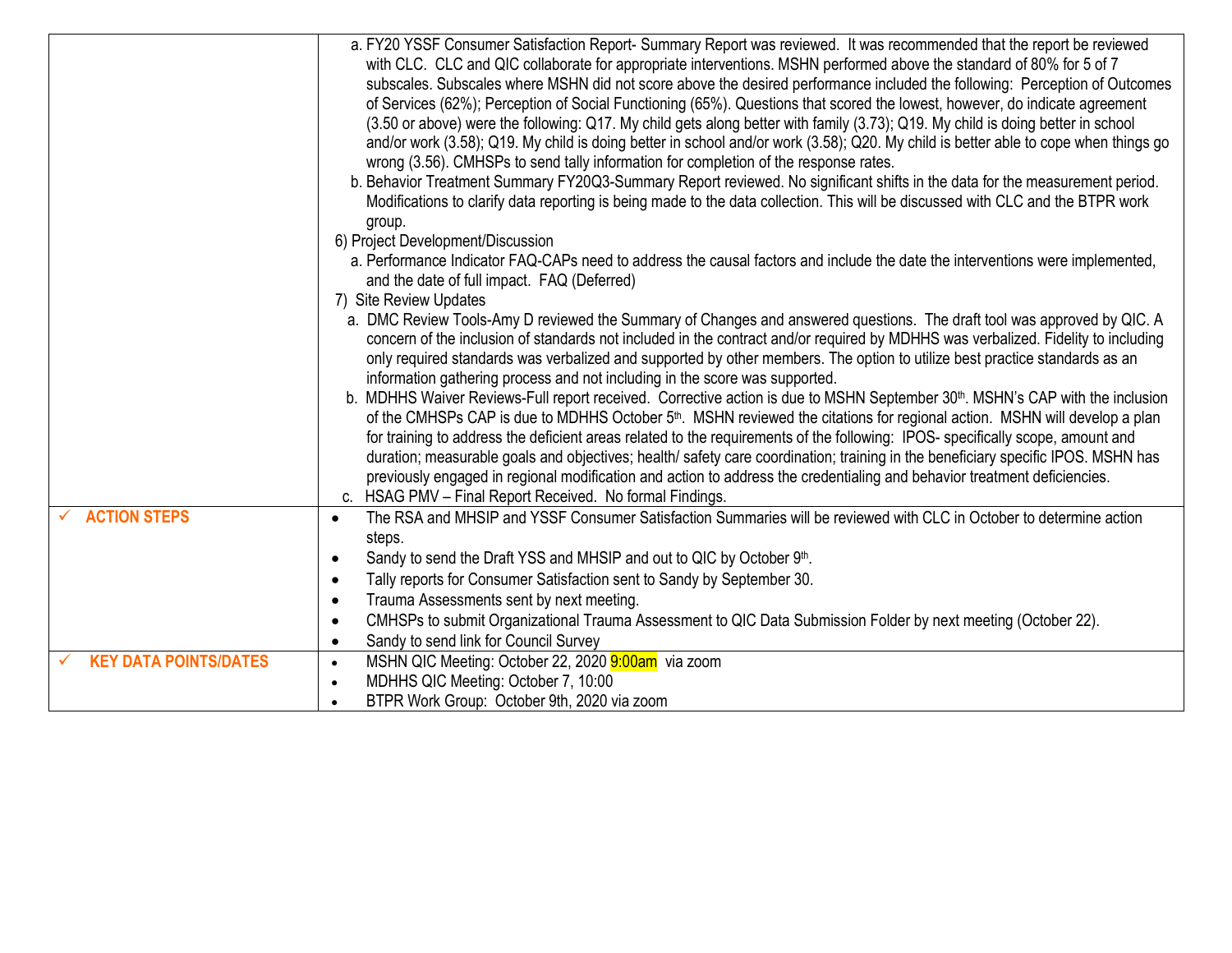| | |
|---|---|
| | a. FY20 YSSF Consumer Satisfaction Report- Summary Report was reviewed. It was recommended that the report be reviewed with CLC. CLC and QIC collaborate for appropriate interventions. MSHN performed above the standard of 80% for 5 of 7 subscales. Subscales where MSHN did not score above the desired performance included the following: Perception of Outcomes of Services (62%); Perception of Social Functioning (65%). Questions that scored the lowest, however, do indicate agreement (3.50 or above) were the following: Q17. My child gets along better with family (3.73); Q19. My child is doing better in school and/or work (3.58); Q19. My child is doing better in school and/or work (3.58); Q20. My child is better able to cope when things go wrong (3.56). CMHSPs to send tally information for completion of the response rates.<br>b. Behavior Treatment Summary FY20Q3-Summary Report reviewed. No significant shifts in the data for the measurement period. Modifications to clarify data reporting is being made to the data collection. This will be discussed with CLC and the BTPR work group.<br>6) Project Development/Discussion<br>a. Performance Indicator FAQ-CAPs need to address the causal factors and include the date the interventions were implemented, and the date of full impact. FAQ (Deferred)<br>7) Site Review Updates<br>a. DMC Review Tools-Amy D reviewed the Summary of Changes and answered questions. The draft tool was approved by QIC. A concern of the inclusion of standards not included in the contract and/or required by MDHHS was verbalized. Fidelity to including only required standards was verbalized and supported by other members. The option to utilize best practice standards as an information gathering process and not including in the score was supported.<br>b. MDHHS Waiver Reviews-Full report received. Corrective action is due to MSHN September 30th. MSHN's CAP with the inclusion of the CMHSPs CAP is due to MDHHS October 5th. MSHN reviewed the citations for regional action. MSHN will develop a plan for training to address the deficient areas related to the requirements of the following: IPOS- specifically scope, amount and duration; measurable goals and objectives; health/ safety care coordination; training in the beneficiary specific IPOS. MSHN has previously engaged in regional modification and action to address the credentialing and behavior treatment deficiencies.<br>c. HSAG PMV – Final Report Received. No formal Findings. |
| ✓ **ACTION STEPS** | • The RSA and MHSIP and YSSF Consumer Satisfaction Summaries will be reviewed with CLC in October to determine action steps.<br>• Sandy to send the Draft YSS and MHSIP and out to QIC by October 9th.<br>• Tally reports for Consumer Satisfaction sent to Sandy by September 30.<br>• Trauma Assessments sent by next meeting.<br>• CMHSPs to submit Organizational Trauma Assessment to QIC Data Submission Folder by next meeting (October 22).<br>• Sandy to send link for Council Survey |
| ✓ **KEY DATA POINTS/DATES** | • MSHN QIC Meeting: October 22, 2020 9:00am via zoom<br>• MDHHS QIC Meeting: October 7, 10:00<br>• BTPR Work Group: October 9th, 2020 via zoom |